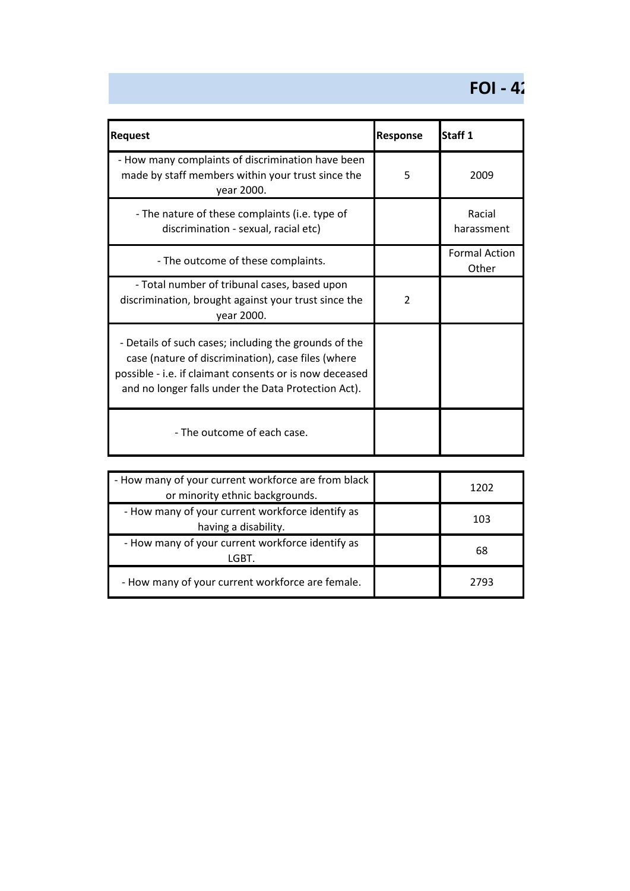# FOI - 4?

| Request | Response | Staff 1 |
| --- | --- | --- |
| - How many complaints of discrimination have been made by staff members within your trust since the year 2000. | 5 | 2009 |
| - The nature of these complaints (i.e. type of discrimination - sexual, racial etc) | | Racial harassment |
| - The outcome of these complaints. | | Formal Action Other |
| - Total number of tribunal cases, based upon discrimination, brought against your trust since the year 2000. | 2 | |
| - Details of such cases; including the grounds of the case (nature of discrimination), case files (where possible - i.e. if claimant consents or is now deceased and no longer falls under the Data Protection Act). | | |
| - The outcome of each case. | | |

| | | |
| --- | --- | --- |
| - How many of your current workforce are from black or minority ethnic backgrounds. | | 1202 |
| - How many of your current workforce identify as having a disability. | | 103 |
| - How many of your current workforce identify as LGBT. | | 68 |
| - How many of your current workforce are female. | | 2793 |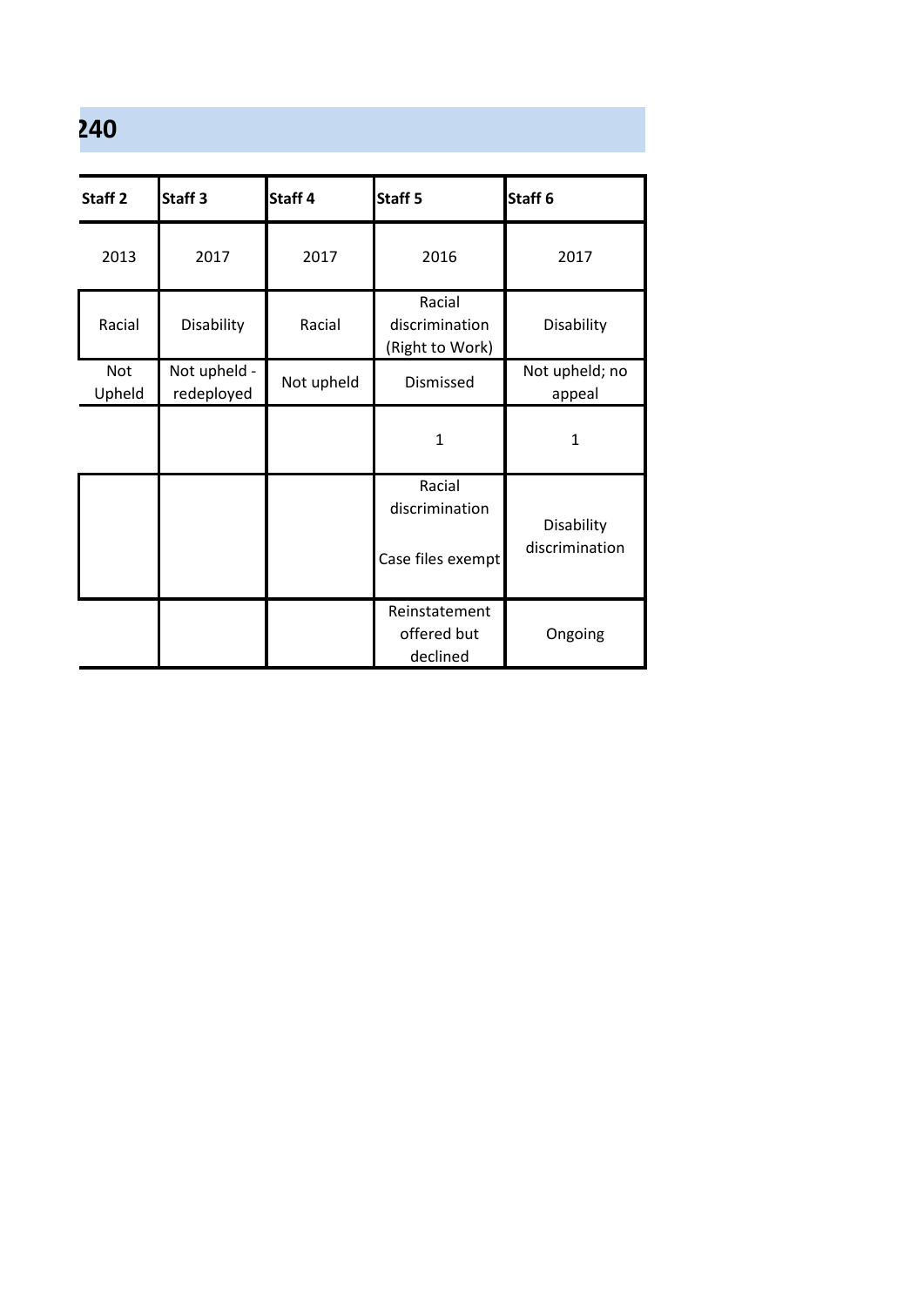# 240

| Staff 2 | Staff 3 | Staff 4 | Staff 5 | Staff 6 |
|---|---|---|---|---|
| 2013 | 2017 | 2017 | 2016 | 2017 |
| Racial | Disability | Racial | Racial discrimination (Right to Work) | Disability |
| Not Upheld | Not upheld - redeployed | Not upheld | Dismissed | Not upheld; no appeal |
| | | | 1 | 1 |
| | | | Racial discrimination<br><br>Case files exempt | Disability discrimination |
| | | | Reinstatement offered but declined | Ongoing |